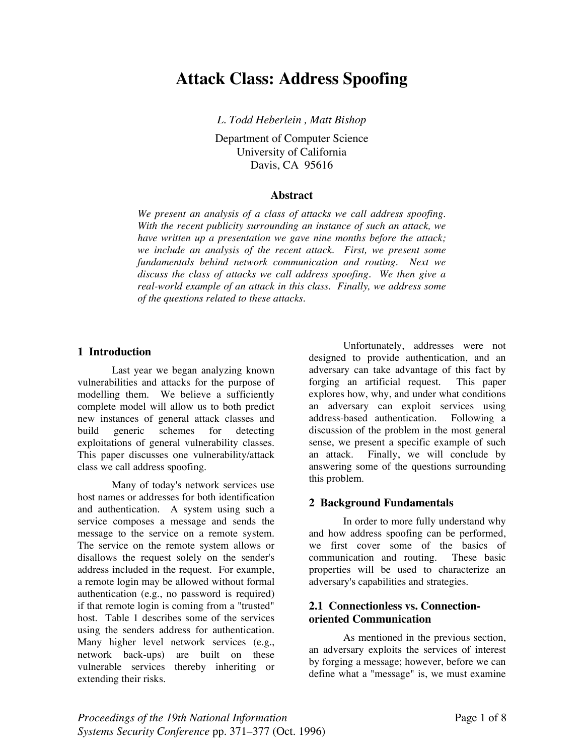# Attack Class: Address Spoofing

*L. Todd Heberlein , Matt Bishop*

Department of Computer Science
University of California
Davis, CA 95616

### Abstract

*We present an analysis of a class of attacks we call address spoofing. With the recent publicity surrounding an instance of such an attack, we have written up a presentation we gave nine months before the attack; we include an analysis of the recent attack. First, we present some fundamentals behind network communication and routing. Next we discuss the class of attacks we call address spoofing. We then give a real-world example of an attack in this class. Finally, we address some of the questions related to these attacks.*

## 1 Introduction

Last year we began analyzing known vulnerabilities and attacks for the purpose of modelling them. We believe a sufficiently complete model will allow us to both predict new instances of general attack classes and build generic schemes for detecting exploitations of general vulnerability classes. This paper discusses one vulnerability/attack class we call address spoofing.

Many of today's network services use host names or addresses for both identification and authentication. A system using such a service composes a message and sends the message to the service on a remote system. The service on the remote system allows or disallows the request solely on the sender's address included in the request. For example, a remote login may be allowed without formal authentication (e.g., no password is required) if that remote login is coming from a "trusted" host. Table 1 describes some of the services using the senders address for authentication. Many higher level network services (e.g., network back-ups) are built on these vulnerable services thereby inheriting or extending their risks.

Unfortunately, addresses were not designed to provide authentication, and an adversary can take advantage of this fact by forging an artificial request. This paper explores how, why, and under what conditions an adversary can exploit services using address-based authentication. Following a discussion of the problem in the most general sense, we present a specific example of such an attack. Finally, we will conclude by answering some of the questions surrounding this problem.

## 2 Background Fundamentals

In order to more fully understand why and how address spoofing can be performed, we first cover some of the basics of communication and routing. These basic properties will be used to characterize an adversary's capabilities and strategies.

### 2.1 Connectionless vs. Connection-oriented Communication

As mentioned in the previous section, an adversary exploits the services of interest by forging a message; however, before we can define what a "message" is, we must examine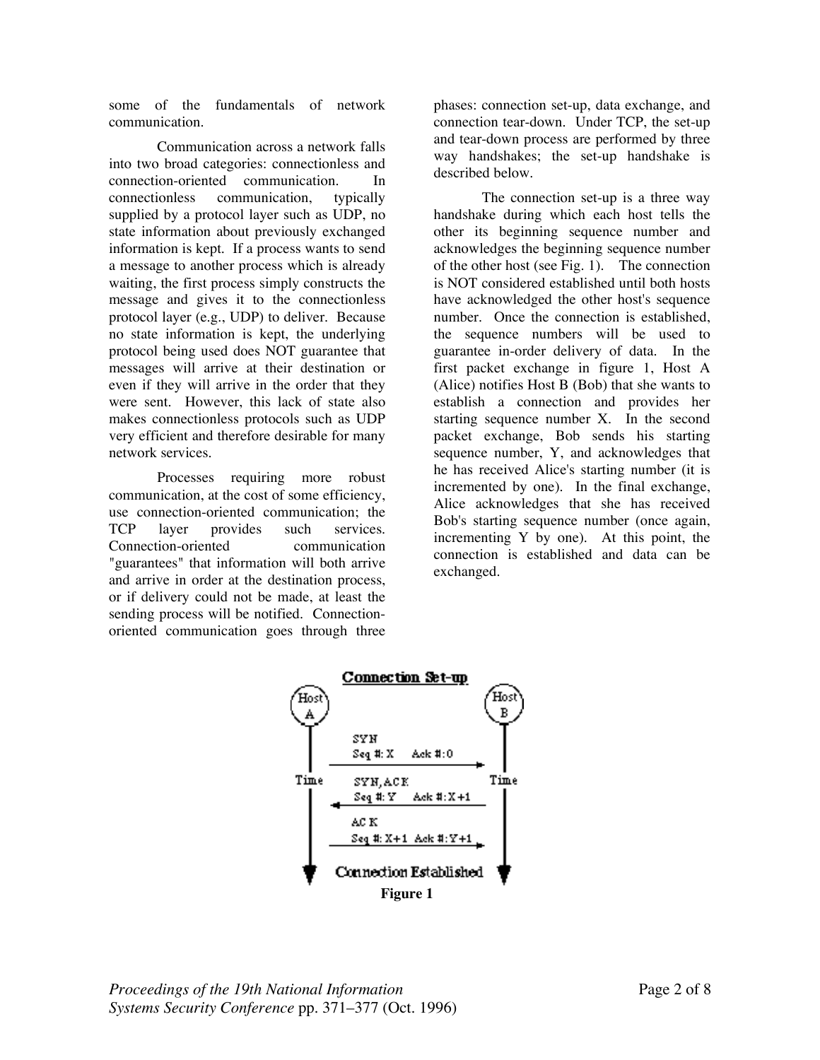some of the fundamentals of network communication.

Communication across a network falls into two broad categories: connectionless and connection-oriented communication. In connectionless communication, typically supplied by a protocol layer such as UDP, no state information about previously exchanged information is kept. If a process wants to send a message to another process which is already waiting, the first process simply constructs the message and gives it to the connectionless protocol layer (e.g., UDP) to deliver. Because no state information is kept, the underlying protocol being used does NOT guarantee that messages will arrive at their destination or even if they will arrive in the order that they were sent. However, this lack of state also makes connectionless protocols such as UDP very efficient and therefore desirable for many network services.

Processes requiring more robust communication, at the cost of some efficiency, use connection-oriented communication; the TCP layer provides such services. Connection-oriented communication "guarantees" that information will both arrive and arrive in order at the destination process, or if delivery could not be made, at least the sending process will be notified. Connection-oriented communication goes through three phases: connection set-up, data exchange, and connection tear-down. Under TCP, the set-up and tear-down process are performed by three way handshakes; the set-up handshake is described below.

The connection set-up is a three way handshake during which each host tells the other its beginning sequence number and acknowledges the beginning sequence number of the other host (see Fig. 1). The connection is NOT considered established until both hosts have acknowledged the other host's sequence number. Once the connection is established, the sequence numbers will be used to guarantee in-order delivery of data. In the first packet exchange in figure 1, Host A (Alice) notifies Host B (Bob) that she wants to establish a connection and provides her starting sequence number X. In the second packet exchange, Bob sends his starting sequence number, Y, and acknowledges that he has received Alice's starting number (it is incremented by one). In the final exchange, Alice acknowledges that she has received Bob's starting sequence number (once again, incrementing Y by one). At this point, the connection is established and data can be exchanged.

**Connection Set-up**

Host A → Host B: SYN, Seq #: X, Ack #: 0

Host B → Host A: SYN,ACK, Seq #: Y, Ack #: X+1

Host A → Host B: ACK, Seq #: X+1, Ack #: Y+1

Connection Established

**Figure 1**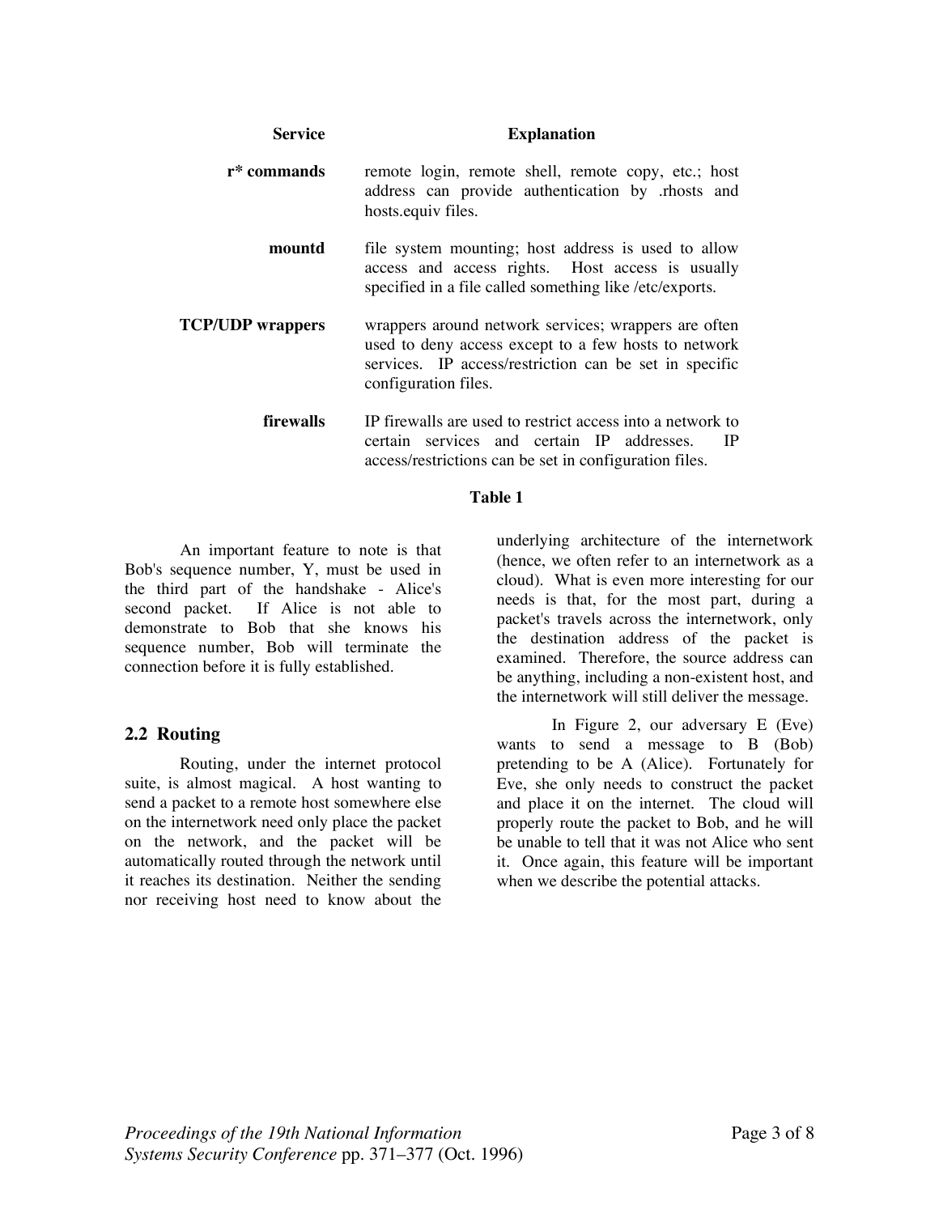| Service | Explanation |
| --- | --- |
| r* commands | remote login, remote shell, remote copy, etc.; host address can provide authentication by .rhosts and hosts.equiv files. |
| mountd | file system mounting; host address is used to allow access and access rights. Host access is usually specified in a file called something like /etc/exports. |
| TCP/UDP wrappers | wrappers around network services; wrappers are often used to deny access except to a few hosts to network services. IP access/restriction can be set in specific configuration files. |
| firewalls | IP firewalls are used to restrict access into a network to certain services and certain IP addresses. IP access/restrictions can be set in configuration files. |

**Table 1**

An important feature to note is that Bob's sequence number, Y, must be used in the third part of the handshake - Alice's second packet. If Alice is not able to demonstrate to Bob that she knows his sequence number, Bob will terminate the connection before it is fully established.

## 2.2 Routing

Routing, under the internet protocol suite, is almost magical. A host wanting to send a packet to a remote host somewhere else on the internetwork need only place the packet on the network, and the packet will be automatically routed through the network until it reaches its destination. Neither the sending nor receiving host need to know about the underlying architecture of the internetwork (hence, we often refer to an internetwork as a cloud). What is even more interesting for our needs is that, for the most part, during a packet's travels across the internetwork, only the destination address of the packet is examined. Therefore, the source address can be anything, including a non-existent host, and the internetwork will still deliver the message.

In Figure 2, our adversary E (Eve) wants to send a message to B (Bob) pretending to be A (Alice). Fortunately for Eve, she only needs to construct the packet and place it on the internet. The cloud will properly route the packet to Bob, and he will be unable to tell that it was not Alice who sent it. Once again, this feature will be important when we describe the potential attacks.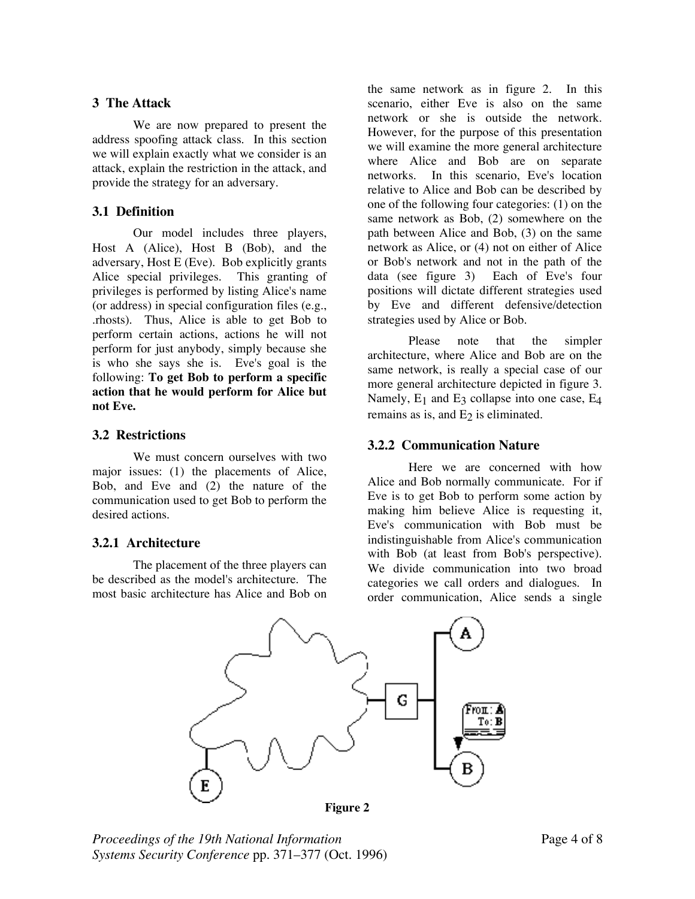## 3 The Attack

We are now prepared to present the address spoofing attack class. In this section we will explain exactly what we consider is an attack, explain the restriction in the attack, and provide the strategy for an adversary.

### 3.1 Definition

Our model includes three players, Host A (Alice), Host B (Bob), and the adversary, Host E (Eve). Bob explicitly grants Alice special privileges. This granting of privileges is performed by listing Alice's name (or address) in special configuration files (e.g., .rhosts). Thus, Alice is able to get Bob to perform certain actions, actions he will not perform for just anybody, simply because she is who she says she is. Eve's goal is the following: **To get Bob to perform a specific action that he would perform for Alice but not Eve.**

### 3.2 Restrictions

We must concern ourselves with two major issues: (1) the placements of Alice, Bob, and Eve and (2) the nature of the communication used to get Bob to perform the desired actions.

### 3.2.1 Architecture

The placement of the three players can be described as the model's architecture. The most basic architecture has Alice and Bob on the same network as in figure 2. In this scenario, either Eve is also on the same network or she is outside the network. However, for the purpose of this presentation we will examine the more general architecture where Alice and Bob are on separate networks. In this scenario, Eve's location relative to Alice and Bob can be described by one of the following four categories: (1) on the same network as Bob, (2) somewhere on the path between Alice and Bob, (3) on the same network as Alice, or (4) not on either of Alice or Bob's network and not in the path of the data (see figure 3) Each of Eve's four positions will dictate different strategies used by Eve and different defensive/detection strategies used by Alice or Bob.

Please note that the simpler architecture, where Alice and Bob are on the same network, is really a special case of our more general architecture depicted in figure 3. Namely, $E_1$ and $E_3$ collapse into one case, $E_4$ remains as is, and $E_2$ is eliminated.

### 3.2.2 Communication Nature

Here we are concerned with how Alice and Bob normally communicate. For if Eve is to get Bob to perform some action by making him believe Alice is requesting it, Eve's communication with Bob must be indistinguishable from Alice's communication with Bob (at least from Bob's perspective). We divide communication into two broad categories we call orders and dialogues. In order communication, Alice sends a single

**Figure 2**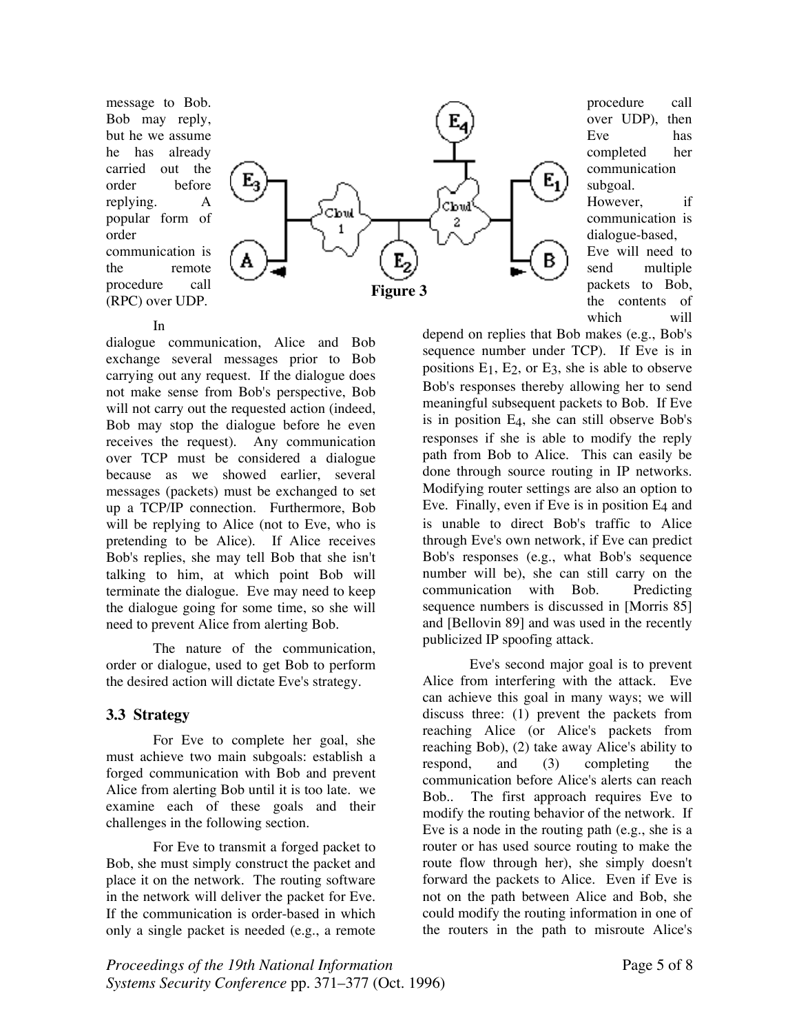message to Bob. Bob may reply, but he we assume he has already carried out the order before replying. A popular form of order communication is the remote procedure call (RPC) over UDP.

In dialogue communication, Alice and Bob exchange several messages prior to Bob carrying out any request. If the dialogue does not make sense from Bob's perspective, Bob will not carry out the requested action (indeed, Bob may stop the dialogue before he even receives the request). Any communication over TCP must be considered a dialogue because as we showed earlier, several messages (packets) must be exchanged to set up a TCP/IP connection. Furthermore, Bob will be replying to Alice (not to Eve, who is pretending to be Alice). If Alice receives Bob's replies, she may tell Bob that she isn't talking to him, at which point Bob will terminate the dialogue. Eve may need to keep the dialogue going for some time, so she will need to prevent Alice from alerting Bob.

The nature of the communication, order or dialogue, used to get Bob to perform the desired action will dictate Eve's strategy.

### 3.3 Strategy

For Eve to complete her goal, she must achieve two main subgoals: establish a forged communication with Bob and prevent Alice from alerting Bob until it is too late. we examine each of these goals and their challenges in the following section.

For Eve to transmit a forged packet to Bob, she must simply construct the packet and place it on the network. The routing software in the network will deliver the packet for Eve. If the communication is order-based in which only a single packet is needed (e.g., a remote procedure call over UDP), then Eve has completed her communication subgoal. However, if communication is dialogue-based, Eve will need to send multiple packets to Bob, the contents of which will depend on replies that Bob makes (e.g., Bob's sequence number under TCP). If Eve is in positions $E_1$, $E_2$, or $E_3$, she is able to observe Bob's responses thereby allowing her to send meaningful subsequent packets to Bob. If Eve is in position $E_4$, she can still observe Bob's responses if she is able to modify the reply path from Bob to Alice. This can easily be done through source routing in IP networks. Modifying router settings are also an option to Eve. Finally, even if Eve is in position $E_4$ and is unable to direct Bob's traffic to Alice through Eve's own network, if Eve can predict Bob's responses (e.g., what Bob's sequence number will be), she can still carry on the communication with Bob. Predicting sequence numbers is discussed in [Morris 85] and [Bellovin 89] and was used in the recently publicized IP spoofing attack.

**Figure 3**

Eve's second major goal is to prevent Alice from interfering with the attack. Eve can achieve this goal in many ways; we will discuss three: (1) prevent the packets from reaching Alice (or Alice's packets from reaching Bob), (2) take away Alice's ability to respond, and (3) completing the communication before Alice's alerts can reach Bob.. The first approach requires Eve to modify the routing behavior of the network. If Eve is a node in the routing path (e.g., she is a router or has used source routing to make the route flow through her), she simply doesn't forward the packets to Alice. Even if Eve is not on the path between Alice and Bob, she could modify the routing information in one of the routers in the path to misroute Alice's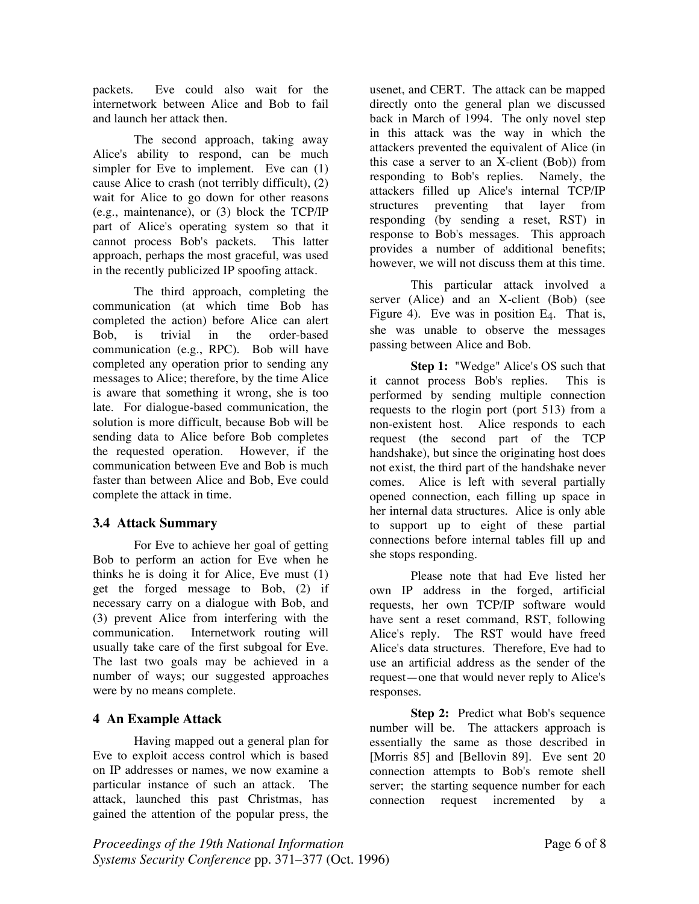packets. Eve could also wait for the internetwork between Alice and Bob to fail and launch her attack then.

The second approach, taking away Alice's ability to respond, can be much simpler for Eve to implement. Eve can (1) cause Alice to crash (not terribly difficult), (2) wait for Alice to go down for other reasons (e.g., maintenance), or (3) block the TCP/IP part of Alice's operating system so that it cannot process Bob's packets. This latter approach, perhaps the most graceful, was used in the recently publicized IP spoofing attack.

The third approach, completing the communication (at which time Bob has completed the action) before Alice can alert Bob, is trivial in the order-based communication (e.g., RPC). Bob will have completed any operation prior to sending any messages to Alice; therefore, by the time Alice is aware that something it wrong, she is too late. For dialogue-based communication, the solution is more difficult, because Bob will be sending data to Alice before Bob completes the requested operation. However, if the communication between Eve and Bob is much faster than between Alice and Bob, Eve could complete the attack in time.

## 3.4 Attack Summary

For Eve to achieve her goal of getting Bob to perform an action for Eve when he thinks he is doing it for Alice, Eve must (1) get the forged message to Bob, (2) if necessary carry on a dialogue with Bob, and (3) prevent Alice from interfering with the communication. Internetwork routing will usually take care of the first subgoal for Eve. The last two goals may be achieved in a number of ways; our suggested approaches were by no means complete.

# 4 An Example Attack

Having mapped out a general plan for Eve to exploit access control which is based on IP addresses or names, we now examine a particular instance of such an attack. The attack, launched this past Christmas, has gained the attention of the popular press, the usenet, and CERT. The attack can be mapped directly onto the general plan we discussed back in March of 1994. The only novel step in this attack was the way in which the attackers prevented the equivalent of Alice (in this case a server to an X-client (Bob)) from responding to Bob's replies. Namely, the attackers filled up Alice's internal TCP/IP structures preventing that layer from responding (by sending a reset, RST) in response to Bob's messages. This approach provides a number of additional benefits; however, we will not discuss them at this time.

This particular attack involved a server (Alice) and an X-client (Bob) (see Figure 4). Eve was in position $E_4$. That is, she was unable to observe the messages passing between Alice and Bob.

**Step 1:** "Wedge" Alice's OS such that it cannot process Bob's replies. This is performed by sending multiple connection requests to the rlogin port (port 513) from a non-existent host. Alice responds to each request (the second part of the TCP handshake), but since the originating host does not exist, the third part of the handshake never comes. Alice is left with several partially opened connection, each filling up space in her internal data structures. Alice is only able to support up to eight of these partial connections before internal tables fill up and she stops responding.

Please note that had Eve listed her own IP address in the forged, artificial requests, her own TCP/IP software would have sent a reset command, RST, following Alice's reply. The RST would have freed Alice's data structures. Therefore, Eve had to use an artificial address as the sender of the request—one that would never reply to Alice's responses.

**Step 2:** Predict what Bob's sequence number will be. The attackers approach is essentially the same as those described in [Morris 85] and [Bellovin 89]. Eve sent 20 connection attempts to Bob's remote shell server; the starting sequence number for each connection request incremented by a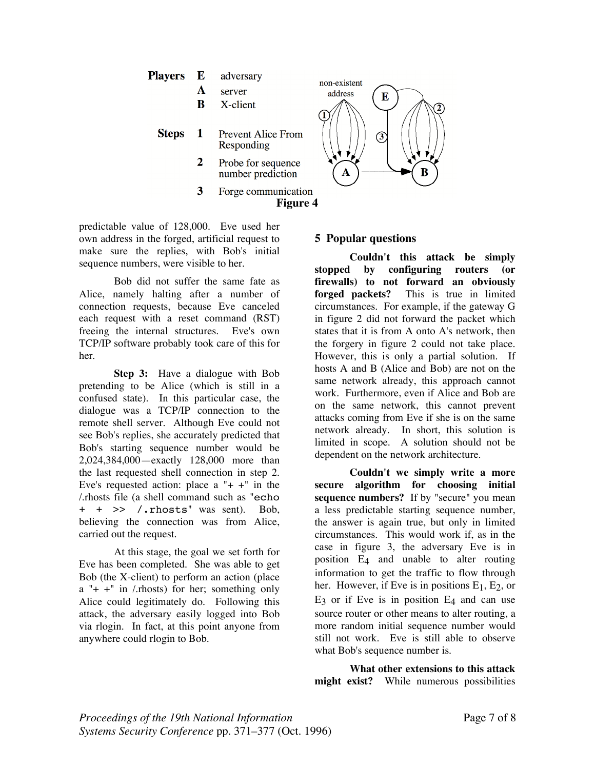**Players** **E** adversary
**A** server
**B** X-client

**Steps** **1** Prevent Alice From Responding
**2** Probe for sequence number prediction
**3** Forge communication

**Figure 4**

predictable value of 128,000. Eve used her own address in the forged, artificial request to make sure the replies, with Bob's initial sequence numbers, were visible to her.

Bob did not suffer the same fate as Alice, namely halting after a number of connection requests, because Eve canceled each request with a reset command (RST) freeing the internal structures. Eve's own TCP/IP software probably took care of this for her.

**Step 3:** Have a dialogue with Bob pretending to be Alice (which is still in a confused state). In this particular case, the dialogue was a TCP/IP connection to the remote shell server. Although Eve could not see Bob's replies, she accurately predicted that Bob's starting sequence number would be 2,024,384,000—exactly 128,000 more than the last requested shell connection in step 2. Eve's requested action: place a "+ +" in the /.rhosts file (a shell command such as "`echo + + >> /.rhosts`" was sent). Bob, believing the connection was from Alice, carried out the request.

At this stage, the goal we set forth for Eve has been completed. She was able to get Bob (the X-client) to perform an action (place a "+ +" in /.rhosts) for her; something only Alice could legitimately do. Following this attack, the adversary easily logged into Bob via rlogin. In fact, at this point anyone from anywhere could rlogin to Bob.

## 5 Popular questions

**Couldn't this attack be simply stopped by configuring routers (or firewalls) to not forward an obviously forged packets?** This is true in limited circumstances. For example, if the gateway G in figure 2 did not forward the packet which states that it is from A onto A's network, then the forgery in figure 2 could not take place. However, this is only a partial solution. If hosts A and B (Alice and Bob) are not on the same network already, this approach cannot work. Furthermore, even if Alice and Bob are on the same network, this cannot prevent attacks coming from Eve if she is on the same network already. In short, this solution is limited in scope. A solution should not be dependent on the network architecture.

**Couldn't we simply write a more secure algorithm for choosing initial sequence numbers?** If by "secure" you mean a less predictable starting sequence number, the answer is again true, but only in limited circumstances. This would work if, as in the case in figure 3, the adversary Eve is in position $E_4$ and unable to alter routing information to get the traffic to flow through her. However, if Eve is in positions $E_1$, $E_2$, or $E_3$ or if Eve is in position $E_4$ and can use source router or other means to alter routing, a more random initial sequence number would still not work. Eve is still able to observe what Bob's sequence number is.

**What other extensions to this attack might exist?** While numerous possibilities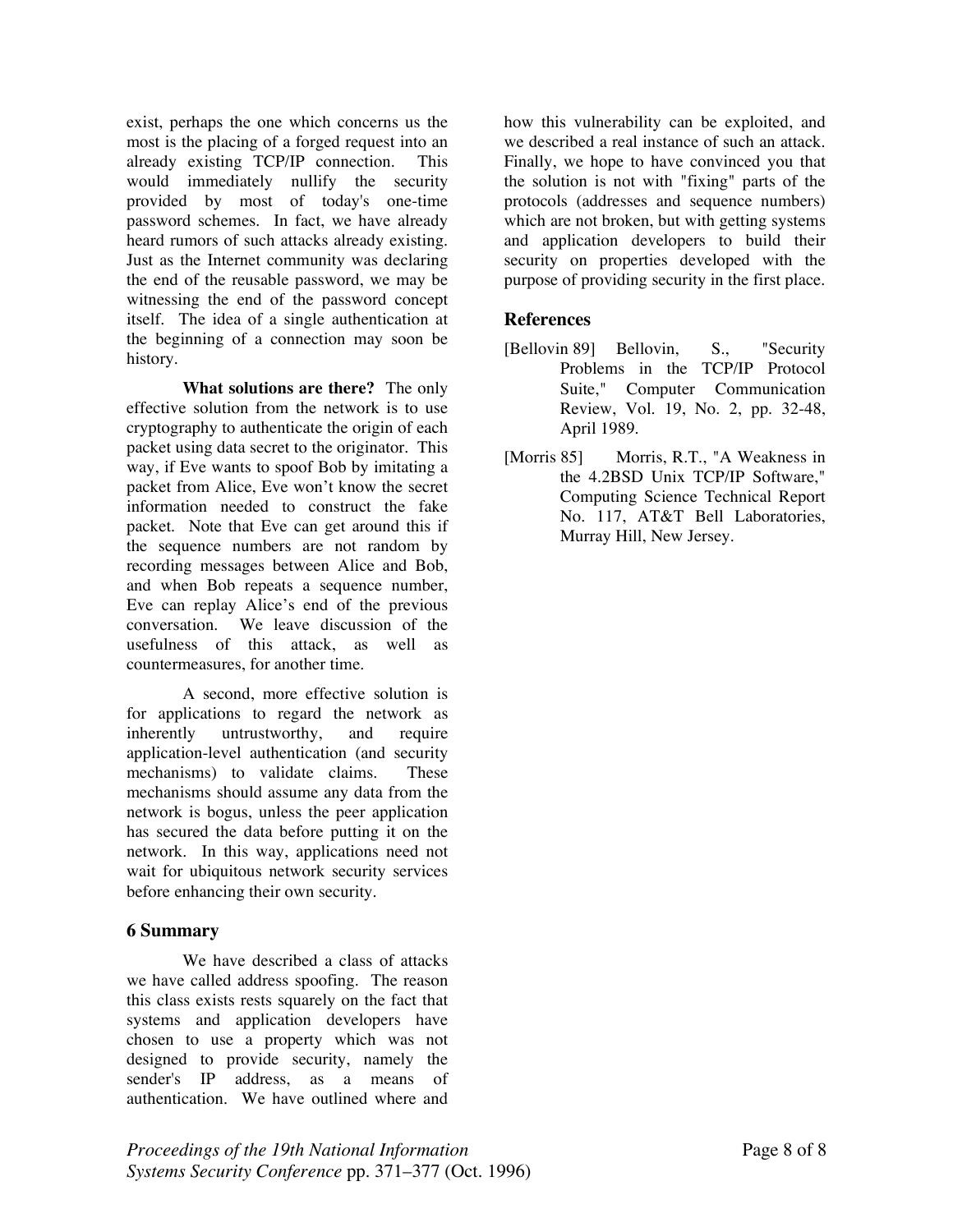exist, perhaps the one which concerns us the most is the placing of a forged request into an already existing TCP/IP connection. This would immediately nullify the security provided by most of today's one-time password schemes. In fact, we have already heard rumors of such attacks already existing. Just as the Internet community was declaring the end of the reusable password, we may be witnessing the end of the password concept itself. The idea of a single authentication at the beginning of a connection may soon be history.

**What solutions are there?** The only effective solution from the network is to use cryptography to authenticate the origin of each packet using data secret to the originator. This way, if Eve wants to spoof Bob by imitating a packet from Alice, Eve won't know the secret information needed to construct the fake packet. Note that Eve can get around this if the sequence numbers are not random by recording messages between Alice and Bob, and when Bob repeats a sequence number, Eve can replay Alice's end of the previous conversation. We leave discussion of the usefulness of this attack, as well as countermeasures, for another time.

A second, more effective solution is for applications to regard the network as inherently untrustworthy, and require application-level authentication (and security mechanisms) to validate claims. These mechanisms should assume any data from the network is bogus, unless the peer application has secured the data before putting it on the network. In this way, applications need not wait for ubiquitous network security services before enhancing their own security.

## 6 Summary

We have described a class of attacks we have called address spoofing. The reason this class exists rests squarely on the fact that systems and application developers have chosen to use a property which was not designed to provide security, namely the sender's IP address, as a means of authentication. We have outlined where and how this vulnerability can be exploited, and we described a real instance of such an attack. Finally, we hope to have convinced you that the solution is not with "fixing" parts of the protocols (addresses and sequence numbers) which are not broken, but with getting systems and application developers to build their security on properties developed with the purpose of providing security in the first place.

## References

[Bellovin 89] Bellovin, S., "Security Problems in the TCP/IP Protocol Suite," Computer Communication Review, Vol. 19, No. 2, pp. 32-48, April 1989.

[Morris 85] Morris, R.T., "A Weakness in the 4.2BSD Unix TCP/IP Software," Computing Science Technical Report No. 117, AT&T Bell Laboratories, Murray Hill, New Jersey.